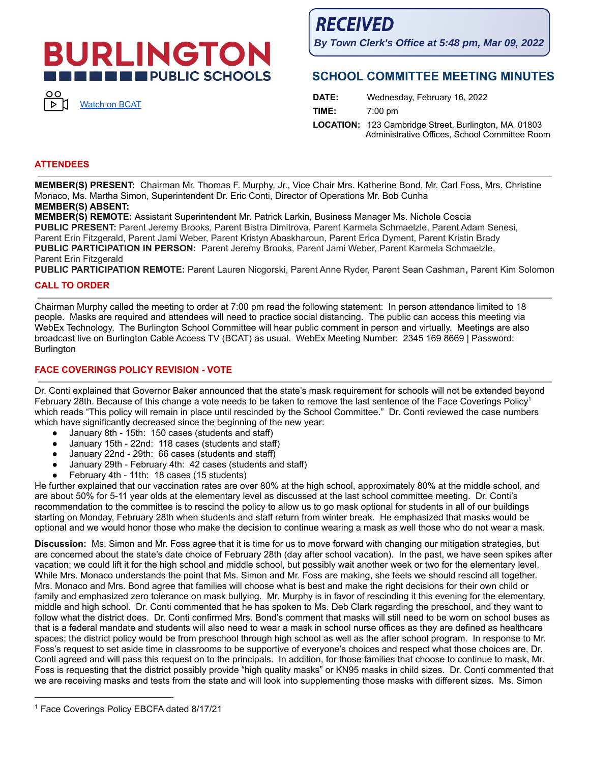# BURLINGTON PUBLIC SCHOOLS

Watch on BCAT

**RECEIVED**
*By Town Clerk's Office at 5:48 pm, Mar 09, 2022*

## SCHOOL COMMITTEE MEETING MINUTES

**DATE:** Wednesday, February 16, 2022
**TIME:** 7:00 pm
**LOCATION:** 123 Cambridge Street, Burlington, MA 01803
Administrative Offices, School Committee Room

## ATTENDEES

**MEMBER(S) PRESENT:** Chairman Mr. Thomas F. Murphy, Jr., Vice Chair Mrs. Katherine Bond, Mr. Carl Foss, Mrs. Christine Monaco, Ms. Martha Simon, Superintendent Dr. Eric Conti, Director of Operations Mr. Bob Cunha
**MEMBER(S) ABSENT:**
**MEMBER(S) REMOTE:** Assistant Superintendent Mr. Patrick Larkin, Business Manager Ms. Nichole Coscia
**PUBLIC PRESENT:** Parent Jeremy Brooks, Parent Bistra Dimitrova, Parent Karmela Schmaelzle, Parent Adam Senesi, Parent Erin Fitzgerald, Parent Jami Weber, Parent Kristyn Abaskharoun, Parent Erica Dyment, Parent Kristin Brady
**PUBLIC PARTICIPATION IN PERSON:** Parent Jeremy Brooks, Parent Jami Weber, Parent Karmela Schmaelzle, Parent Erin Fitzgerald
**PUBLIC PARTICIPATION REMOTE:** Parent Lauren Nicgorski, Parent Anne Ryder, Parent Sean Cashman, Parent Kim Solomon

## CALL TO ORDER

Chairman Murphy called the meeting to order at 7:00 pm read the following statement: In person attendance limited to 18 people. Masks are required and attendees will need to practice social distancing. The public can access this meeting via WebEx Technology. The Burlington School Committee will hear public comment in person and virtually. Meetings are also broadcast live on Burlington Cable Access TV (BCAT) as usual. WebEx Meeting Number: 2345 169 8669 | Password: Burlington

## FACE COVERINGS POLICY REVISION - VOTE

Dr. Conti explained that Governor Baker announced that the state's mask requirement for schools will not be extended beyond February 28th. Because of this change a vote needs to be taken to remove the last sentence of the Face Coverings Policy[1] which reads "This policy will remain in place until rescinded by the School Committee." Dr. Conti reviewed the case numbers which have significantly decreased since the beginning of the new year:

- January 8th - 15th: 150 cases (students and staff)
- January 15th - 22nd: 118 cases (students and staff)
- January 22nd - 29th: 66 cases (students and staff)
- January 29th - February 4th: 42 cases (students and staff)
- February 4th - 11th: 18 cases (15 students)

He further explained that our vaccination rates are over 80% at the high school, approximately 80% at the middle school, and are about 50% for 5-11 year olds at the elementary level as discussed at the last school committee meeting. Dr. Conti's recommendation to the committee is to rescind the policy to allow us to go mask optional for students in all of our buildings starting on Monday, February 28th when students and staff return from winter break. He emphasized that masks would be optional and we would honor those who make the decision to continue wearing a mask as well those who do not wear a mask.

**Discussion:** Ms. Simon and Mr. Foss agree that it is time for us to move forward with changing our mitigation strategies, but are concerned about the state's date choice of February 28th (day after school vacation). In the past, we have seen spikes after vacation; we could lift it for the high school and middle school, but possibly wait another week or two for the elementary level. While Mrs. Monaco understands the point that Ms. Simon and Mr. Foss are making, she feels we should rescind all together. Mrs. Monaco and Mrs. Bond agree that families will choose what is best and make the right decisions for their own child or family and emphasized zero tolerance on mask bullying. Mr. Murphy is in favor of rescinding it this evening for the elementary, middle and high school. Dr. Conti commented that he has spoken to Ms. Deb Clark regarding the preschool, and they want to follow what the district does. Dr. Conti confirmed Mrs. Bond's comment that masks will still need to be worn on school buses as that is a federal mandate and students will also need to wear a mask in school nurse offices as they are defined as healthcare spaces; the district policy would be from preschool through high school as well as the after school program. In response to Mr. Foss's request to set aside time in classrooms to be supportive of everyone's choices and respect what those choices are, Dr. Conti agreed and will pass this request on to the principals. In addition, for those families that choose to continue to mask, Mr. Foss is requesting that the district possibly provide "high quality masks" or KN95 masks in child sizes. Dr. Conti commented that we are receiving masks and tests from the state and will look into supplementing those masks with different sizes. Ms. Simon

[1] Face Coverings Policy EBCFA dated 8/17/21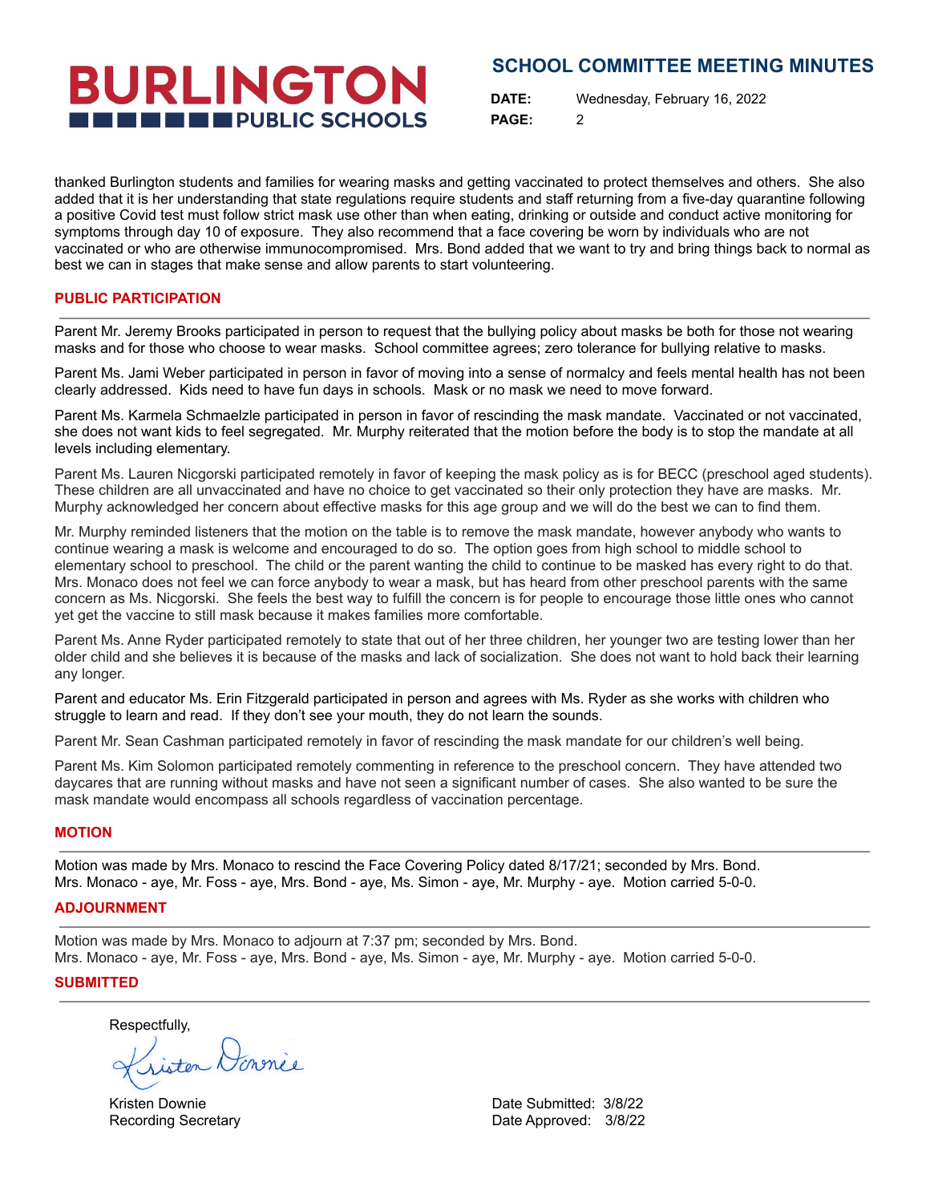thanked Burlington students and families for wearing masks and getting vaccinated to protect themselves and others. She also added that it is her understanding that state regulations require students and staff returning from a five-day quarantine following a positive Covid test must follow strict mask use other than when eating, drinking or outside and conduct active monitoring for symptoms through day 10 of exposure. They also recommend that a face covering be worn by individuals who are not vaccinated or who are otherwise immunocompromised. Mrs. Bond added that we want to try and bring things back to normal as best we can in stages that make sense and allow parents to start volunteering.

## PUBLIC PARTICIPATION

Parent Mr. Jeremy Brooks participated in person to request that the bullying policy about masks be both for those not wearing masks and for those who choose to wear masks. School committee agrees; zero tolerance for bullying relative to masks.

Parent Ms. Jami Weber participated in person in favor of moving into a sense of normalcy and feels mental health has not been clearly addressed. Kids need to have fun days in schools. Mask or no mask we need to move forward.

Parent Ms. Karmela Schmaelzle participated in person in favor of rescinding the mask mandate. Vaccinated or not vaccinated, she does not want kids to feel segregated. Mr. Murphy reiterated that the motion before the body is to stop the mandate at all levels including elementary.

Parent Ms. Lauren Nicgorski participated remotely in favor of keeping the mask policy as is for BECC (preschool aged students). These children are all unvaccinated and have no choice to get vaccinated so their only protection they have are masks. Mr. Murphy acknowledged her concern about effective masks for this age group and we will do the best we can to find them.

Mr. Murphy reminded listeners that the motion on the table is to remove the mask mandate, however anybody who wants to continue wearing a mask is welcome and encouraged to do so. The option goes from high school to middle school to elementary school to preschool. The child or the parent wanting the child to continue to be masked has every right to do that. Mrs. Monaco does not feel we can force anybody to wear a mask, but has heard from other preschool parents with the same concern as Ms. Nicgorski. She feels the best way to fulfill the concern is for people to encourage those little ones who cannot yet get the vaccine to still mask because it makes families more comfortable.

Parent Ms. Anne Ryder participated remotely to state that out of her three children, her younger two are testing lower than her older child and she believes it is because of the masks and lack of socialization. She does not want to hold back their learning any longer.

Parent and educator Ms. Erin Fitzgerald participated in person and agrees with Ms. Ryder as she works with children who struggle to learn and read. If they don't see your mouth, they do not learn the sounds.

Parent Mr. Sean Cashman participated remotely in favor of rescinding the mask mandate for our children's well being.

Parent Ms. Kim Solomon participated remotely commenting in reference to the preschool concern. They have attended two daycares that are running without masks and have not seen a significant number of cases. She also wanted to be sure the mask mandate would encompass all schools regardless of vaccination percentage.

## MOTION

Motion was made by Mrs. Monaco to rescind the Face Covering Policy dated 8/17/21; seconded by Mrs. Bond.
Mrs. Monaco - aye, Mr. Foss - aye, Mrs. Bond - aye, Ms. Simon - aye, Mr. Murphy - aye. Motion carried 5-0-0.

## ADJOURNMENT

Motion was made by Mrs. Monaco to adjourn at 7:37 pm; seconded by Mrs. Bond.
Mrs. Monaco - aye, Mr. Foss - aye, Mrs. Bond - aye, Ms. Simon - aye, Mr. Murphy - aye. Motion carried 5-0-0.

## SUBMITTED

Respectfully,

Kristen Downie

Kristen Downie
Recording Secretary

Date Submitted: 3/8/22
Date Approved: 3/8/22